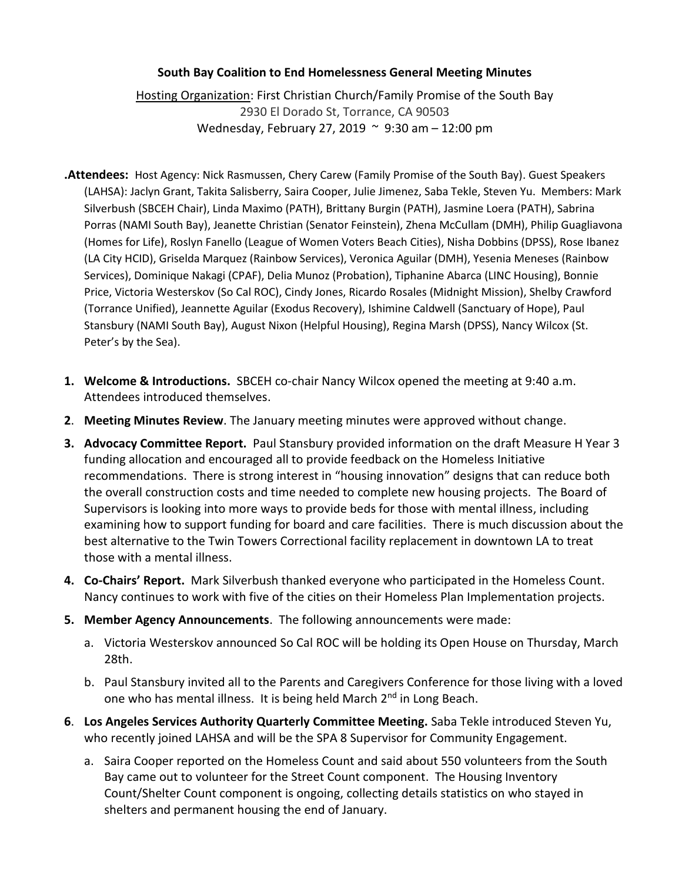**South Bay Coalition to End Homelessness General Meeting Minutes**

Hosting Organization: First Christian Church/Family Promise of the South Bay
2930 El Dorado St, Torrance, CA 90503
Wednesday, February 27, 2019 ~ 9:30 am – 12:00 pm

**.Attendees:** Host Agency: Nick Rasmussen, Chery Carew (Family Promise of the South Bay). Guest Speakers (LAHSA): Jaclyn Grant, Takita Salisberry, Saira Cooper, Julie Jimenez, Saba Tekle, Steven Yu. Members: Mark Silverbush (SBCEH Chair), Linda Maximo (PATH), Brittany Burgin (PATH), Jasmine Loera (PATH), Sabrina Porras (NAMI South Bay), Jeanette Christian (Senator Feinstein), Zhena McCullam (DMH), Philip Guagliavona (Homes for Life), Roslyn Fanello (League of Women Voters Beach Cities), Nisha Dobbins (DPSS), Rose Ibanez (LA City HCID), Griselda Marquez (Rainbow Services), Veronica Aguilar (DMH), Yesenia Meneses (Rainbow Services), Dominique Nakagi (CPAF), Delia Munoz (Probation), Tiphanine Abarca (LINC Housing), Bonnie Price, Victoria Westerskov (So Cal ROC), Cindy Jones, Ricardo Rosales (Midnight Mission), Shelby Crawford (Torrance Unified), Jeannette Aguilar (Exodus Recovery), Ishimine Caldwell (Sanctuary of Hope), Paul Stansbury (NAMI South Bay), August Nixon (Helpful Housing), Regina Marsh (DPSS), Nancy Wilcox (St. Peter's by the Sea).

1. **Welcome & Introductions.** SBCEH co-chair Nancy Wilcox opened the meeting at 9:40 a.m. Attendees introduced themselves.
2. **Meeting Minutes Review**. The January meeting minutes were approved without change.
3. **Advocacy Committee Report.** Paul Stansbury provided information on the draft Measure H Year 3 funding allocation and encouraged all to provide feedback on the Homeless Initiative recommendations. There is strong interest in "housing innovation" designs that can reduce both the overall construction costs and time needed to complete new housing projects. The Board of Supervisors is looking into more ways to provide beds for those with mental illness, including examining how to support funding for board and care facilities. There is much discussion about the best alternative to the Twin Towers Correctional facility replacement in downtown LA to treat those with a mental illness.
4. **Co-Chairs' Report.** Mark Silverbush thanked everyone who participated in the Homeless Count. Nancy continues to work with five of the cities on their Homeless Plan Implementation projects.
5. **Member Agency Announcements**. The following announcements were made:
   a. Victoria Westerskov announced So Cal ROC will be holding its Open House on Thursday, March 28th.
   b. Paul Stansbury invited all to the Parents and Caregivers Conference for those living with a loved one who has mental illness. It is being held March 2nd in Long Beach.
6. **Los Angeles Services Authority Quarterly Committee Meeting.** Saba Tekle introduced Steven Yu, who recently joined LAHSA and will be the SPA 8 Supervisor for Community Engagement.
   a. Saira Cooper reported on the Homeless Count and said about 550 volunteers from the South Bay came out to volunteer for the Street Count component. The Housing Inventory Count/Shelter Count component is ongoing, collecting details statistics on who stayed in shelters and permanent housing the end of January.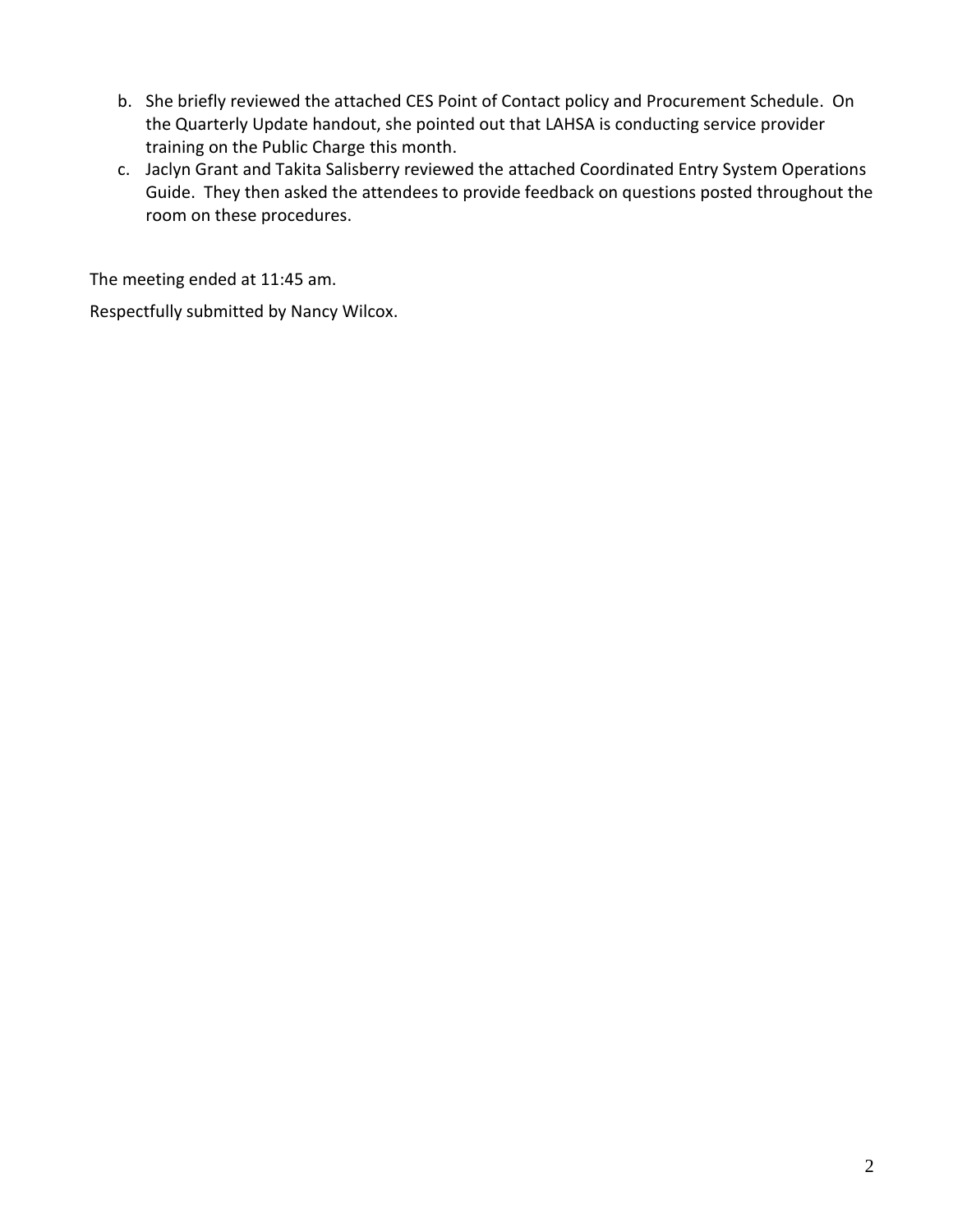b. She briefly reviewed the attached CES Point of Contact policy and Procurement Schedule. On the Quarterly Update handout, she pointed out that LAHSA is conducting service provider training on the Public Charge this month.

c. Jaclyn Grant and Takita Salisberry reviewed the attached Coordinated Entry System Operations Guide. They then asked the attendees to provide feedback on questions posted throughout the room on these procedures.

The meeting ended at 11:45 am.

Respectfully submitted by Nancy Wilcox.